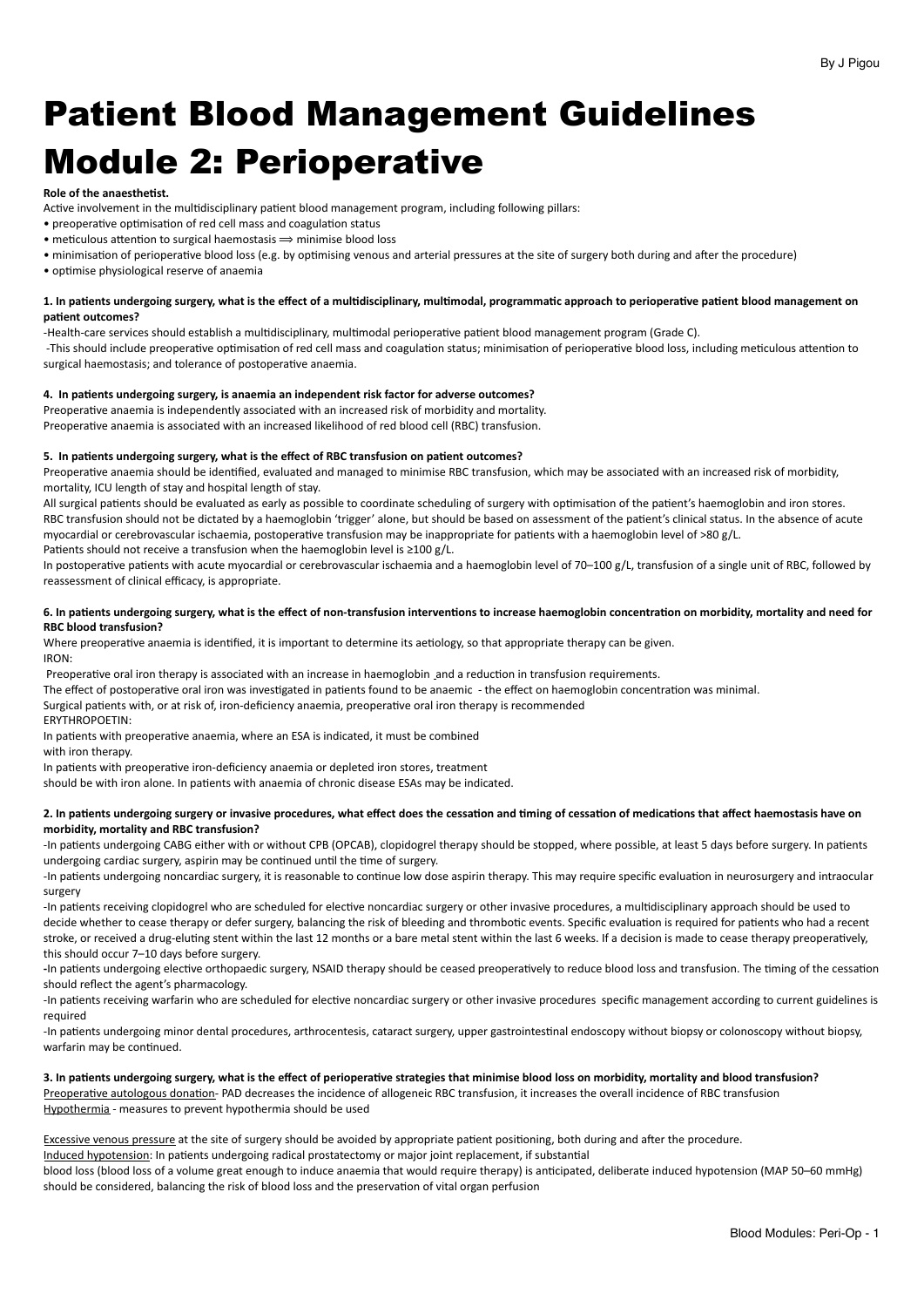# Patient Blood Management Guidelines Module 2: Perioperative

**Role of the anaesthetist.**

Active involvement in the multidisciplinary patient blood management program, including following pillars:

- preoperative optimisation of red cell mass and coagulation status
- meticulous attention to surgical haemostasis ⟹ minimise blood loss
- minimisation of perioperative blood loss (e.g. by optimising venous and arterial pressures at the site of surgery both during and after the procedure)
- optimise physiological reserve of anaemia

**1. In patients undergoing surgery, what is the effect of a multidisciplinary, multimodal, programmatic approach to perioperative patient blood management on patient outcomes?**

-Health-care services should establish a multidisciplinary, multimodal perioperative patient blood management program (Grade C).

-This should include preoperative optimisation of red cell mass and coagulation status; minimisation of perioperative blood loss, including meticulous attention to surgical haemostasis; and tolerance of postoperative anaemia.

**4. In patients undergoing surgery, is anaemia an independent risk factor for adverse outcomes?**

Preoperative anaemia is independently associated with an increased risk of morbidity and mortality.

Preoperative anaemia is associated with an increased likelihood of red blood cell (RBC) transfusion.

**5. In patients undergoing surgery, what is the effect of RBC transfusion on patient outcomes?**

Preoperative anaemia should be identified, evaluated and managed to minimise RBC transfusion, which may be associated with an increased risk of morbidity, mortality, ICU length of stay and hospital length of stay.

All surgical patients should be evaluated as early as possible to coordinate scheduling of surgery with optimisation of the patient's haemoglobin and iron stores.

RBC transfusion should not be dictated by a haemoglobin 'trigger' alone, but should be based on assessment of the patient's clinical status. In the absence of acute myocardial or cerebrovascular ischaemia, postoperative transfusion may be inappropriate for patients with a haemoglobin level of >80 g/L.

Patients should not receive a transfusion when the haemoglobin level is ≥100 g/L.

In postoperative patients with acute myocardial or cerebrovascular ischaemia and a haemoglobin level of 70–100 g/L, transfusion of a single unit of RBC, followed by reassessment of clinical efficacy, is appropriate.

**6. In patients undergoing surgery, what is the effect of non-transfusion interventions to increase haemoglobin concentration on morbidity, mortality and need for RBC blood transfusion?**

Where preoperative anaemia is identified, it is important to determine its aetiology, so that appropriate therapy can be given.

IRON:

Preoperative oral iron therapy is associated with an increase in haemoglobin and a reduction in transfusion requirements.

The effect of postoperative oral iron was investigated in patients found to be anaemic - the effect on haemoglobin concentration was minimal.

Surgical patients with, or at risk of, iron-deficiency anaemia, preoperative oral iron therapy is recommended

ERYTHROPOETIN:

In patients with preoperative anaemia, where an ESA is indicated, it must be combined with iron therapy.

In patients with preoperative iron-deficiency anaemia or depleted iron stores, treatment should be with iron alone. In patients with anaemia of chronic disease ESAs may be indicated.

**2. In patients undergoing surgery or invasive procedures, what effect does the cessation and timing of cessation of medications that affect haemostasis have on morbidity, mortality and RBC transfusion?**

-In patients undergoing CABG either with or without CPB (OPCAB), clopidogrel therapy should be stopped, where possible, at least 5 days before surgery. In patients undergoing cardiac surgery, aspirin may be continued until the time of surgery.

-In patients undergoing noncardiac surgery, it is reasonable to continue low dose aspirin therapy. This may require specific evaluation in neurosurgery and intraocular surgery

-In patients receiving clopidogrel who are scheduled for elective noncardiac surgery or other invasive procedures, a multidisciplinary approach should be used to decide whether to cease therapy or defer surgery, balancing the risk of bleeding and thrombotic events. Specific evaluation is required for patients who had a recent stroke, or received a drug-eluting stent within the last 12 months or a bare metal stent within the last 6 weeks. If a decision is made to cease therapy preoperatively, this should occur 7–10 days before surgery.

-In patients undergoing elective orthopaedic surgery, NSAID therapy should be ceased preoperatively to reduce blood loss and transfusion. The timing of the cessation should reflect the agent's pharmacology.

-In patients receiving warfarin who are scheduled for elective noncardiac surgery or other invasive procedures specific management according to current guidelines is required

-In patients undergoing minor dental procedures, arthrocentesis, cataract surgery, upper gastrointestinal endoscopy without biopsy or colonoscopy without biopsy, warfarin may be continued.

**3. In patients undergoing surgery, what is the effect of perioperative strategies that minimise blood loss on morbidity, mortality and blood transfusion?**

Preoperative autologous donation- PAD decreases the incidence of allogeneic RBC transfusion, it increases the overall incidence of RBC transfusion

Hypothermia - measures to prevent hypothermia should be used

Excessive venous pressure at the site of surgery should be avoided by appropriate patient positioning, both during and after the procedure.

Induced hypotension: In patients undergoing radical prostatectomy or major joint replacement, if substantial blood loss (blood loss of a volume great enough to induce anaemia that would require therapy) is anticipated, deliberate induced hypotension (MAP 50–60 mmHg) should be considered, balancing the risk of blood loss and the preservation of vital organ perfusion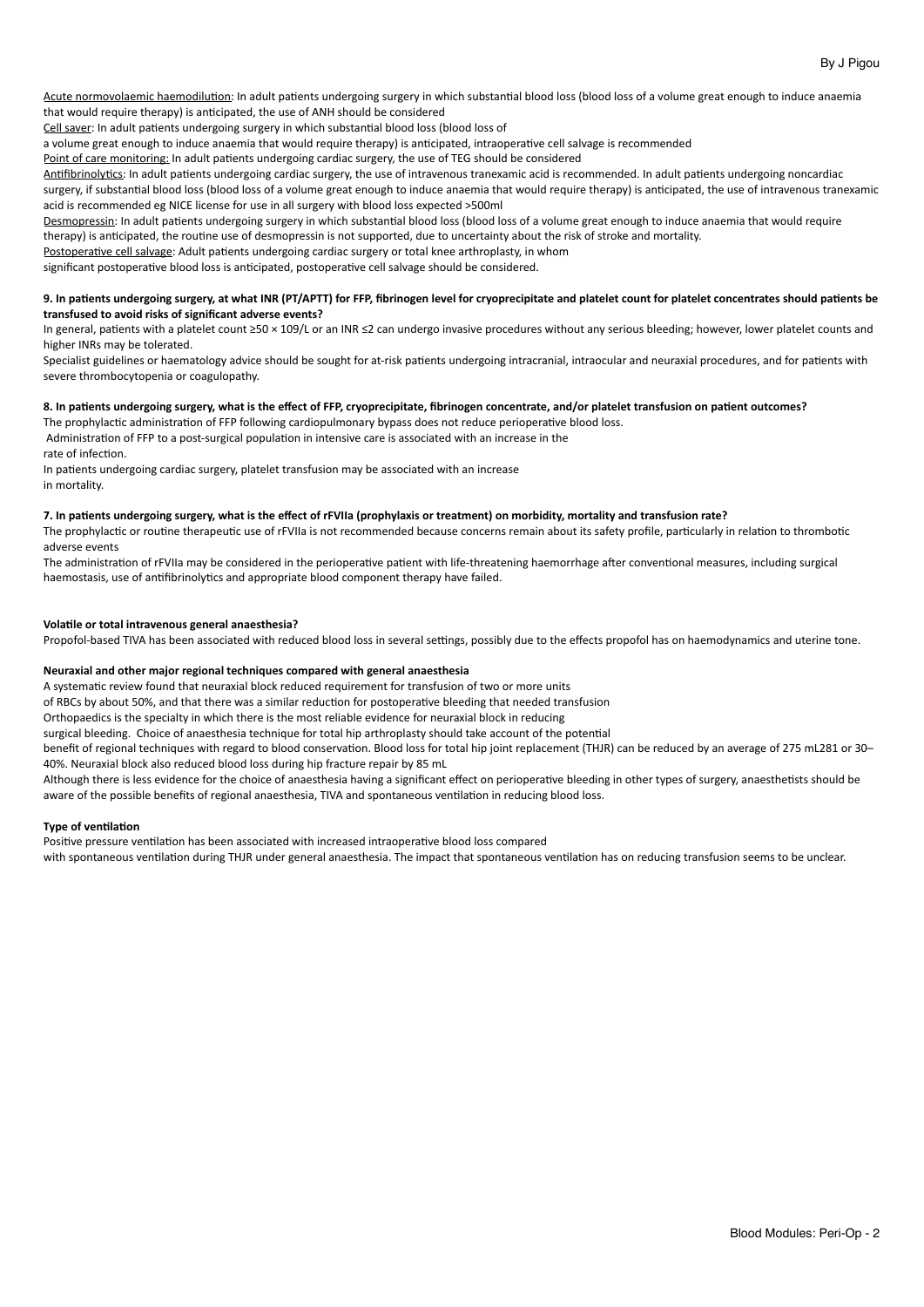Acute normovolaemic haemodilution: In adult patients undergoing surgery in which substantial blood loss (blood loss of a volume great enough to induce anaemia that would require therapy) is anticipated, the use of ANH should be considered

Cell saver: In adult patients undergoing surgery in which substantial blood loss (blood loss of a volume great enough to induce anaemia that would require therapy) is anticipated, intraoperative cell salvage is recommended

Point of care monitoring: In adult patients undergoing cardiac surgery, the use of TEG should be considered

Antifibrinolytics: In adult patients undergoing cardiac surgery, the use of intravenous tranexamic acid is recommended. In adult patients undergoing noncardiac surgery, if substantial blood loss (blood loss of a volume great enough to induce anaemia that would require therapy) is anticipated, the use of intravenous tranexamic acid is recommended eg NICE license for use in all surgery with blood loss expected >500ml

Desmopressin: In adult patients undergoing surgery in which substantial blood loss (blood loss of a volume great enough to induce anaemia that would require therapy) is anticipated, the routine use of desmopressin is not supported, due to uncertainty about the risk of stroke and mortality.

Postoperative cell salvage: Adult patients undergoing cardiac surgery or total knee arthroplasty, in whom significant postoperative blood loss is anticipated, postoperative cell salvage should be considered.

**9. In patients undergoing surgery, at what INR (PT/APTT) for FFP, fibrinogen level for cryoprecipitate and platelet count for platelet concentrates should patients be transfused to avoid risks of significant adverse events?**

In general, patients with a platelet count ≥50 × 109/L or an INR ≤2 can undergo invasive procedures without any serious bleeding; however, lower platelet counts and higher INRs may be tolerated.

Specialist guidelines or haematology advice should be sought for at-risk patients undergoing intracranial, intraocular and neuraxial procedures, and for patients with severe thrombocytopenia or coagulopathy.

**8. In patients undergoing surgery, what is the effect of FFP, cryoprecipitate, fibrinogen concentrate, and/or platelet transfusion on patient outcomes?**

The prophylactic administration of FFP following cardiopulmonary bypass does not reduce perioperative blood loss.

Administration of FFP to a post-surgical population in intensive care is associated with an increase in the rate of infection.

In patients undergoing cardiac surgery, platelet transfusion may be associated with an increase in mortality.

**7. In patients undergoing surgery, what is the effect of rFVIIa (prophylaxis or treatment) on morbidity, mortality and transfusion rate?**

The prophylactic or routine therapeutic use of rFVIIa is not recommended because concerns remain about its safety profile, particularly in relation to thrombotic adverse events

The administration of rFVIIa may be considered in the perioperative patient with life-threatening haemorrhage after conventional measures, including surgical haemostasis, use of antifibrinolytics and appropriate blood component therapy have failed.

**Volatile or total intravenous general anaesthesia?**

Propofol-based TIVA has been associated with reduced blood loss in several settings, possibly due to the effects propofol has on haemodynamics and uterine tone.

**Neuraxial and other major regional techniques compared with general anaesthesia**

A systematic review found that neuraxial block reduced requirement for transfusion of two or more units of RBCs by about 50%, and that there was a similar reduction for postoperative bleeding that needed transfusion

Orthopaedics is the specialty in which there is the most reliable evidence for neuraxial block in reducing surgical bleeding. Choice of anaesthesia technique for total hip arthroplasty should take account of the potential benefit of regional techniques with regard to blood conservation. Blood loss for total hip joint replacement (THJR) can be reduced by an average of 275 mL281 or 30–40%. Neuraxial block also reduced blood loss during hip fracture repair by 85 mL

Although there is less evidence for the choice of anaesthesia having a significant effect on perioperative bleeding in other types of surgery, anaesthetists should be aware of the possible benefits of regional anaesthesia, TIVA and spontaneous ventilation in reducing blood loss.

**Type of ventilation**

Positive pressure ventilation has been associated with increased intraoperative blood loss compared with spontaneous ventilation during THJR under general anaesthesia. The impact that spontaneous ventilation has on reducing transfusion seems to be unclear.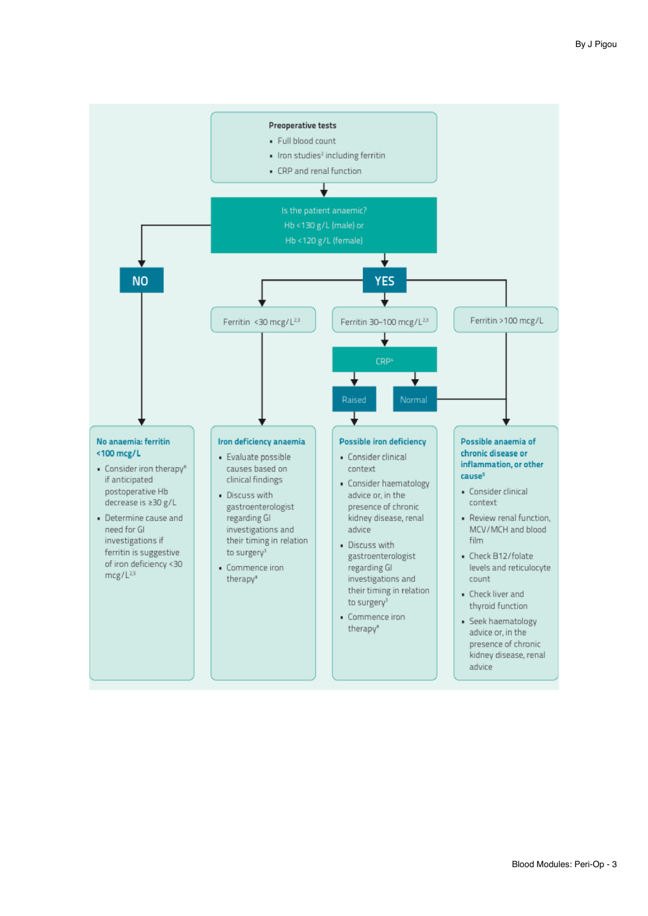**Preoperative tests**

- Full blood count
- Iron studies[2] including ferritin
- CRP and renal function

**Is the patient anaemic?**
Hb <130 g/L (male) or
Hb <120 g/L (female)

**NO**

**YES**

Ferritin <30 mcg/L[2,3]

Ferritin 30–100 mcg/L[2,3]

Ferritin >100 mcg/L

CRP[4]

Raised

Normal

**No anaemia: ferritin <100 mcg/L**

- Consider iron therapy[#] if anticipated postoperative Hb decrease is ≥30 g/L
- Determine cause and need for GI investigations if ferritin is suggestive of iron deficiency <30 mcg/L[2,3]

**Iron deficiency anaemia**

- Evaluate possible causes based on clinical findings
- Discuss with gastroenterologist regarding GI investigations and their timing in relation to surgery[3]
- Commence iron therapy[#]

**Possible iron deficiency**

- Consider clinical context
- Consider haematology advice or, in the presence of chronic kidney disease, renal advice
- Discuss with gastroenterologist regarding GI investigations and their timing in relation to surgery[3]
- Commence iron therapy[#]

**Possible anaemia of chronic disease or inflammation, or other cause[5]**

- Consider clinical context
- Review renal function, MCV/MCH and blood film
- Check B12/folate levels and reticulocyte count
- Check liver and thyroid function
- Seek haematology advice or, in the presence of chronic kidney disease, renal advice